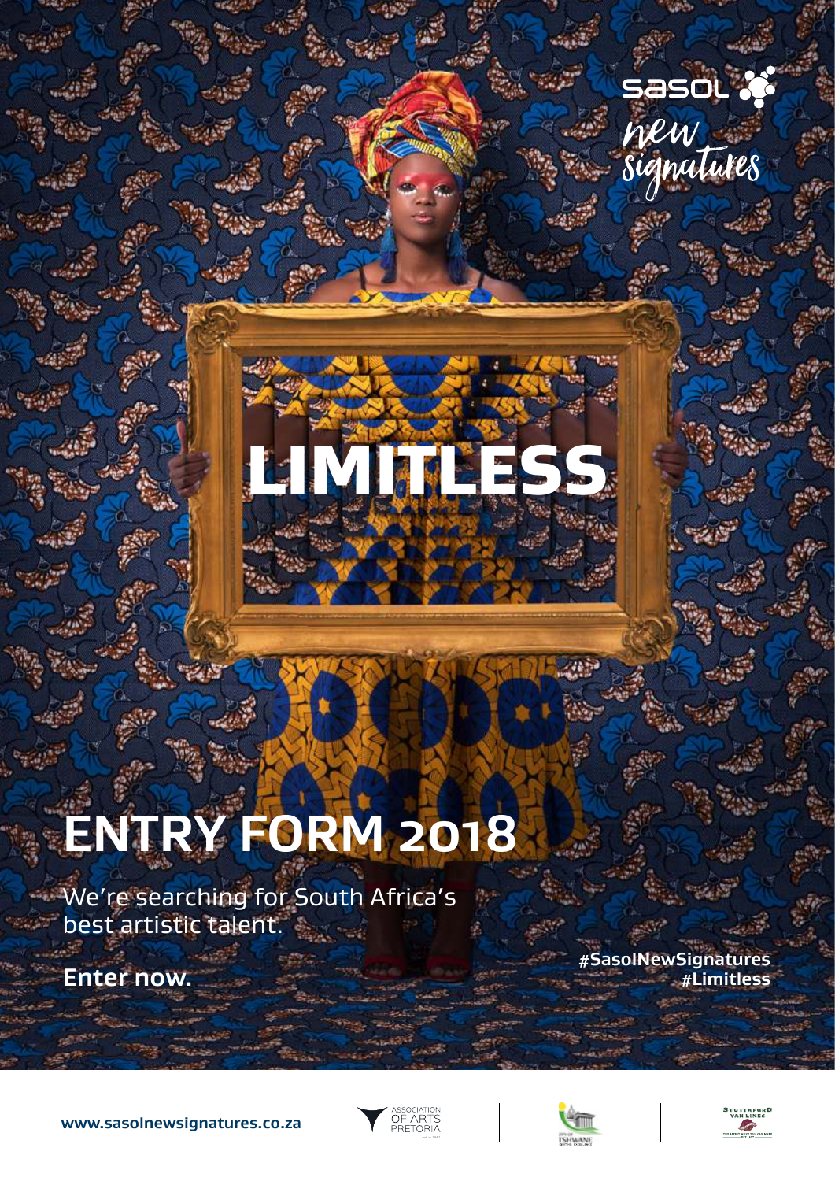sasol

new signatures

# LIMITLESS

# ENTRY FORM 2018

We're searching for South Africa's best artistic talent.

**Enter now.**

**#SasolNewSignatures**
**#Limitless**

**www.sasolnewsignatures.co.za**

ASSOCIATION OF ARTS PRETORIA

TSHWANE

STUTTAFORD VAN LINES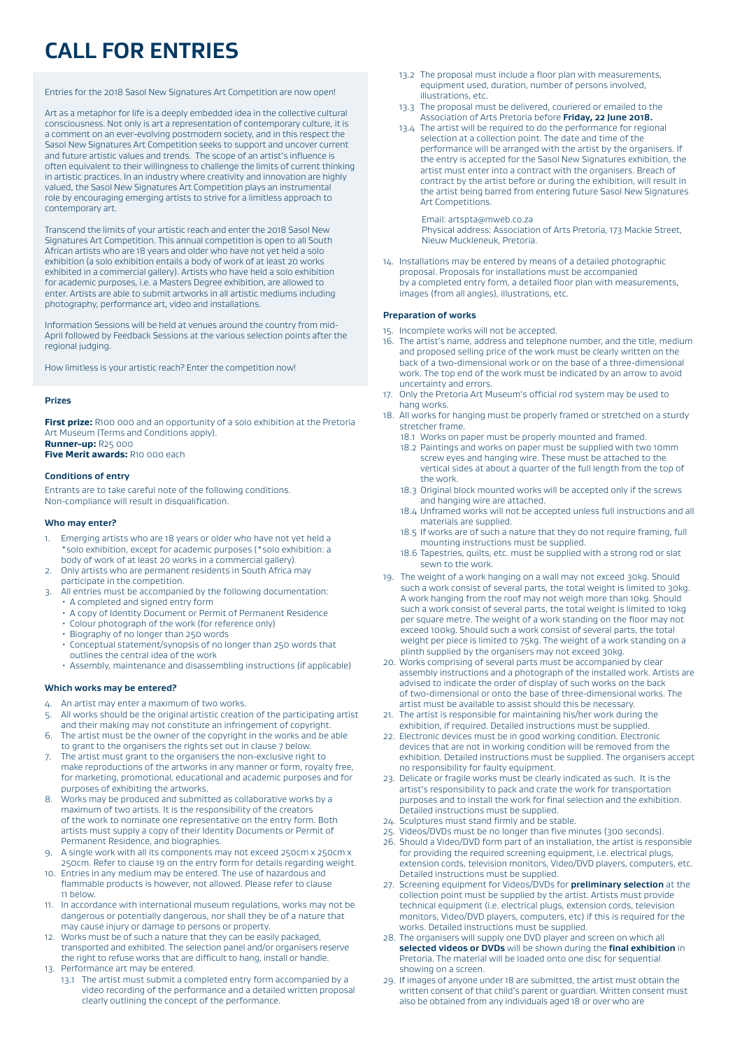# CALL FOR ENTRIES

Entries for the 2018 Sasol New Signatures Art Competition are now open!

Art as a metaphor for life is a deeply embedded idea in the collective cultural consciousness. Not only is art a representation of contemporary culture, it is a comment on an ever-evolving postmodern society, and in this respect the Sasol New Signatures Art Competition seeks to support and uncover current and future artistic values and trends. The scope of an artist's influence is often equivalent to their willingness to challenge the limits of current thinking in artistic practices. In an industry where creativity and innovation are highly valued, the Sasol New Signatures Art Competition plays an instrumental role by encouraging emerging artists to strive for a limitless approach to contemporary art.

Transcend the limits of your artistic reach and enter the 2018 Sasol New Signatures Art Competition. This annual competition is open to all South African artists who are 18 years and older who have not yet held a solo exhibition (a solo exhibition entails a body of work of at least 20 works exhibited in a commercial gallery). Artists who have held a solo exhibition for academic purposes, i.e. a Masters Degree exhibition, are allowed to enter. Artists are able to submit artworks in all artistic mediums including photography, performance art, video and installations.

Information Sessions will be held at venues around the country from mid-April followed by Feedback Sessions at the various selection points after the regional judging.

How limitless is your artistic reach? Enter the competition now!

#### Prizes

**First prize:** R100 000 and an opportunity of a solo exhibition at the Pretoria Art Museum (Terms and Conditions apply).
**Runner-up:** R25 000
**Five Merit awards:** R10 000 each

#### Conditions of entry

Entrants are to take careful note of the following conditions.
Non-compliance will result in disqualification.

#### Who may enter?

1. Emerging artists who are 18 years or older who have not yet held a *solo exhibition, except for academic purposes (*solo exhibition: a body of work of at least 20 works in a commercial gallery).
2. Only artists who are permanent residents in South Africa may participate in the competition.
3. All entries must be accompanied by the following documentation:
   - A completed and signed entry form
   - A copy of Identity Document or Permit of Permanent Residence
   - Colour photograph of the work (for reference only)
   - Biography of no longer than 250 words
   - Conceptual statement/synopsis of no longer than 250 words that outlines the central idea of the work
   - Assembly, maintenance and disassembling instructions (if applicable)

#### Which works may be entered?

4. An artist may enter a maximum of two works.
5. All works should be the original artistic creation of the participating artist and their making may not constitute an infringement of copyright.
6. The artist must be the owner of the copyright in the works and be able to grant to the organisers the rights set out in clause 7 below.
7. The artist must grant to the organisers the non-exclusive right to make reproductions of the artworks in any manner or form, royalty free, for marketing, promotional, educational and academic purposes and for purposes of exhibiting the artworks.
8. Works may be produced and submitted as collaborative works by a maximum of two artists. It is the responsibility of the creators of the work to nominate one representative on the entry form. Both artists must supply a copy of their Identity Documents or Permit of Permanent Residence, and biographies.
9. A single work with all its components may not exceed 250cm x 250cm x 250cm. Refer to clause 19 on the entry form for details regarding weight.
10. Entries in any medium may be entered. The use of hazardous and flammable products is however, not allowed. Please refer to clause 11 below.
11. In accordance with international museum regulations, works may not be dangerous or potentially dangerous, nor shall they be of a nature that may cause injury or damage to persons or property.
12. Works must be of such a nature that they can be easily packaged, transported and exhibited. The selection panel and/or organisers reserve the right to refuse works that are difficult to hang, install or handle.
13. Performance art may be entered.
    - 13.1 The artist must submit a completed entry form accompanied by a video recording of the performance and a detailed written proposal clearly outlining the concept of the performance.
    - 13.2 The proposal must include a floor plan with measurements, equipment used, duration, number of persons involved, illustrations, etc.
    - 13.3 The proposal must be delivered, couriered or emailed to the Association of Arts Pretoria before **Friday, 22 June 2018.**
    - 13.4 The artist will be required to do the performance for regional selection at a collection point. The date and time of the performance will be arranged with the artist by the organisers. If the entry is accepted for the Sasol New Signatures exhibition, the artist must enter into a contract with the organisers. Breach of contract by the artist before or during the exhibition, will result in the artist being barred from entering future Sasol New Signatures Art Competitions.

      Email: artspta@mweb.co.za
      Physical address: Association of Arts Pretoria, 173 Mackie Street, Nieuw Muckleneuk, Pretoria.
14. Installations may be entered by means of a detailed photographic proposal. Proposals for installations must be accompanied by a completed entry form, a detailed floor plan with measurements, images (from all angles), illustrations, etc.

#### Preparation of works

15. Incomplete works will not be accepted.
16. The artist's name, address and telephone number, and the title, medium and proposed selling price of the work must be clearly written on the back of a two-dimensional work or on the base of a three-dimensional work. The top end of the work must be indicated by an arrow to avoid uncertainty and errors.
17. Only the Pretoria Art Museum's official rod system may be used to hang works.
18. All works for hanging must be properly framed or stretched on a sturdy stretcher frame.
    - 18.1 Works on paper must be properly mounted and framed.
    - 18.2 Paintings and works on paper must be supplied with two 10mm screw eyes and hanging wire. These must be attached to the vertical sides at about a quarter of the full length from the top of the work.
    - 18.3 Original block mounted works will be accepted only if the screws and hanging wire are attached.
    - 18.4 Unframed works will not be accepted unless full instructions and all materials are supplied.
    - 18.5 If works are of such a nature that they do not require framing, full mounting instructions must be supplied.
    - 18.6 Tapestries, quilts, etc. must be supplied with a strong rod or slat sewn to the work.
19. The weight of a work hanging on a wall may not exceed 30kg. Should such a work consist of several parts, the total weight is limited to 30kg. A work hanging from the roof may not weigh more than 10kg. Should such a work consist of several parts, the total weight is limited to 10kg per square metre. The weight of a work standing on the floor may not exceed 100kg. Should such a work consist of several parts, the total weight per piece is limited to 75kg. The weight of a work standing on a plinth supplied by the organisers may not exceed 30kg.
20. Works comprising of several parts must be accompanied by clear assembly instructions and a photograph of the installed work. Artists are advised to indicate the order of display of such works on the back of two-dimensional or onto the base of three-dimensional works. The artist must be available to assist should this be necessary.
21. The artist is responsible for maintaining his/her work during the exhibition, if required. Detailed instructions must be supplied.
22. Electronic devices must be in good working condition. Electronic devices that are not in working condition will be removed from the exhibition. Detailed instructions must be supplied. The organisers accept no responsibility for faulty equipment.
23. Delicate or fragile works must be clearly indicated as such. It is the artist's responsibility to pack and crate the work for transportation purposes and to install the work for final selection and the exhibition. Detailed instructions must be supplied.
24. Sculptures must stand firmly and be stable.
25. Videos/DVDs must be no longer than five minutes (300 seconds).
26. Should a Video/DVD form part of an installation, the artist is responsible for providing the required screening equipment, i.e. electrical plugs, extension cords, television monitors, Video/DVD players, computers, etc. Detailed instructions must be supplied.
27. Screening equipment for Videos/DVDs for **preliminary selection** at the collection point must be supplied by the artist. Artists must provide technical equipment (i.e. electrical plugs, extension cords, television monitors, Video/DVD players, computers, etc) if this is required for the works. Detailed instructions must be supplied.
28. The organisers will supply one DVD player and screen on which all **selected videos or DVDs** will be shown during the **final exhibition** in Pretoria. The material will be loaded onto one disc for sequential showing on a screen.
29. If images of anyone under 18 are submitted, the artist must obtain the written consent of that child's parent or guardian. Written consent must also be obtained from any individuals aged 18 or over who are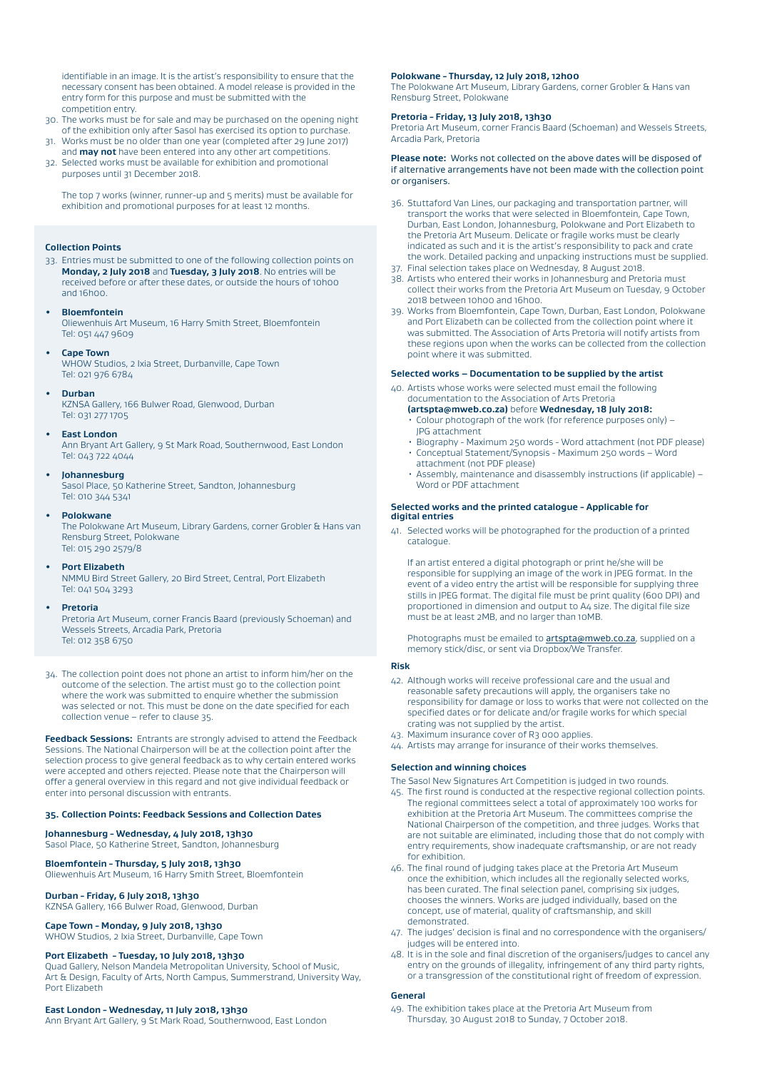identifiable in an image. It is the artist's responsibility to ensure that the necessary consent has been obtained. A model release is provided in the entry form for this purpose and must be submitted with the competition entry.

30. The works must be for sale and may be purchased on the opening night of the exhibition only after Sasol has exercised its option to purchase.
31. Works must be no older than one year (completed after 29 June 2017) and **may not** have been entered into any other art competitions.
32. Selected works must be available for exhibition and promotional purposes until 31 December 2018.

    The top 7 works (winner, runner-up and 5 merits) must be available for exhibition and promotional purposes for at least 12 months.

### Collection Points

33. Entries must be submitted to one of the following collection points on **Monday, 2 July 2018** and **Tuesday, 3 July 2018**. No entries will be received before or after these dates, or outside the hours of 10h00 and 16h00.

- **Bloemfontein**
  Oliewenhuis Art Museum, 16 Harry Smith Street, Bloemfontein
  Tel: 051 447 9609
- **Cape Town**
  WHOW Studios, 2 Ixia Street, Durbanville, Cape Town
  Tel: 021 976 6784
- **Durban**
  KZNSA Gallery, 166 Bulwer Road, Glenwood, Durban
  Tel: 031 277 1705
- **East London**
  Ann Bryant Art Gallery, 9 St Mark Road, Southernwood, East London
  Tel: 043 722 4044
- **Johannesburg**
  Sasol Place, 50 Katherine Street, Sandton, Johannesburg
  Tel: 010 344 5341
- **Polokwane**
  The Polokwane Art Museum, Library Gardens, corner Grobler & Hans van Rensburg Street, Polokwane
  Tel: 015 290 2579/8
- **Port Elizabeth**
  NMMU Bird Street Gallery, 20 Bird Street, Central, Port Elizabeth
  Tel: 041 504 3293
- **Pretoria**
  Pretoria Art Museum, corner Francis Baard (previously Schoeman) and Wessels Streets, Arcadia Park, Pretoria
  Tel: 012 358 6750

34. The collection point does not phone an artist to inform him/her on the outcome of the selection. The artist must go to the collection point where the work was submitted to enquire whether the submission was selected or not. This must be done on the date specified for each collection venue – refer to clause 35.

**Feedback Sessions:** Entrants are strongly advised to attend the Feedback Sessions. The National Chairperson will be at the collection point after the selection process to give general feedback as to why certain entered works were accepted and others rejected. Please note that the Chairperson will offer a general overview in this regard and not give individual feedback or enter into personal discussion with entrants.

### 35. Collection Points: Feedback Sessions and Collection Dates

**Johannesburg - Wednesday, 4 July 2018, 13h30**
Sasol Place, 50 Katherine Street, Sandton, Johannesburg

**Bloemfontein - Thursday, 5 July 2018, 13h30**
Oliewenhuis Art Museum, 16 Harry Smith Street, Bloemfontein

**Durban - Friday, 6 July 2018, 13h30**
KZNSA Gallery, 166 Bulwer Road, Glenwood, Durban

**Cape Town - Monday, 9 July 2018, 13h30**
WHOW Studios, 2 Ixia Street, Durbanville, Cape Town

**Port Elizabeth - Tuesday, 10 July 2018, 13h30**
Quad Gallery, Nelson Mandela Metropolitan University, School of Music, Art & Design, Faculty of Arts, North Campus, Summerstrand, University Way, Port Elizabeth

**East London - Wednesday, 11 July 2018, 13h30**
Ann Bryant Art Gallery, 9 St Mark Road, Southernwood, East London

**Polokwane - Thursday, 12 July 2018, 12h00**
The Polokwane Art Museum, Library Gardens, corner Grobler & Hans van Rensburg Street, Polokwane

**Pretoria - Friday, 13 July 2018, 13h30**
Pretoria Art Museum, corner Francis Baard (Schoeman) and Wessels Streets, Arcadia Park, Pretoria

**Please note:** Works not collected on the above dates will be disposed of if alternative arrangements have not been made with the collection point or organisers.

36. Stuttaford Van Lines, our packaging and transportation partner, will transport the works that were selected in Bloemfontein, Cape Town, Durban, East London, Johannesburg, Polokwane and Port Elizabeth to the Pretoria Art Museum. Delicate or fragile works must be clearly indicated as such and it is the artist's responsibility to pack and crate the work. Detailed packing and unpacking instructions must be supplied.
37. Final selection takes place on Wednesday, 8 August 2018.
38. Artists who entered their works in Johannesburg and Pretoria must collect their works from the Pretoria Art Museum on Tuesday, 9 October 2018 between 10h00 and 16h00.
39. Works from Bloemfontein, Cape Town, Durban, East London, Polokwane and Port Elizabeth can be collected from the collection point where it was submitted. The Association of Arts Pretoria will notify artists from these regions upon when the works can be collected from the collection point where it was submitted.

### Selected works – Documentation to be supplied by the artist

40. Artists whose works were selected must email the following documentation to the Association of Arts Pretoria **(artspta@mweb.co.za)** before **Wednesday, 18 July 2018:**
    - Colour photograph of the work (for reference purposes only) – JPG attachment
    - Biography - Maximum 250 words - Word attachment (not PDF please)
    - Conceptual Statement/Synopsis - Maximum 250 words – Word attachment (not PDF please)
    - Assembly, maintenance and disassembly instructions (if applicable) – Word or PDF attachment

### Selected works and the printed catalogue - Applicable for digital entries

41. Selected works will be photographed for the production of a printed catalogue.

    If an artist entered a digital photograph or print he/she will be responsible for supplying an image of the work in JPEG format. In the event of a video entry the artist will be responsible for supplying three stills in JPEG format. The digital file must be print quality (600 DPI) and proportioned in dimension and output to A4 size. The digital file size must be at least 2MB, and no larger than 10MB.

    Photographs must be emailed to artspta@mweb.co.za, supplied on a memory stick/disc, or sent via Dropbox/We Transfer.

### Risk

42. Although works will receive professional care and the usual and reasonable safety precautions will apply, the organisers take no responsibility for damage or loss to works that were not collected on the specified dates or for delicate and/or fragile works for which special crating was not supplied by the artist.
43. Maximum insurance cover of R3 000 applies.
44. Artists may arrange for insurance of their works themselves.

### Selection and winning choices

The Sasol New Signatures Art Competition is judged in two rounds.

45. The first round is conducted at the respective regional collection points. The regional committees select a total of approximately 100 works for exhibition at the Pretoria Art Museum. The committees comprise the National Chairperson of the competition, and three judges. Works that are not suitable are eliminated, including those that do not comply with entry requirements, show inadequate craftsmanship, or are not ready for exhibition.
46. The final round of judging takes place at the Pretoria Art Museum once the exhibition, which includes all the regionally selected works, has been curated. The final selection panel, comprising six judges, chooses the winners. Works are judged individually, based on the concept, use of material, quality of craftsmanship, and skill demonstrated.
47. The judges' decision is final and no correspondence with the organisers/judges will be entered into.
48. It is in the sole and final discretion of the organisers/judges to cancel any entry on the grounds of illegality, infringement of any third party rights, or a transgression of the constitutional right of freedom of expression.

### General

49. The exhibition takes place at the Pretoria Art Museum from Thursday, 30 August 2018 to Sunday, 7 October 2018.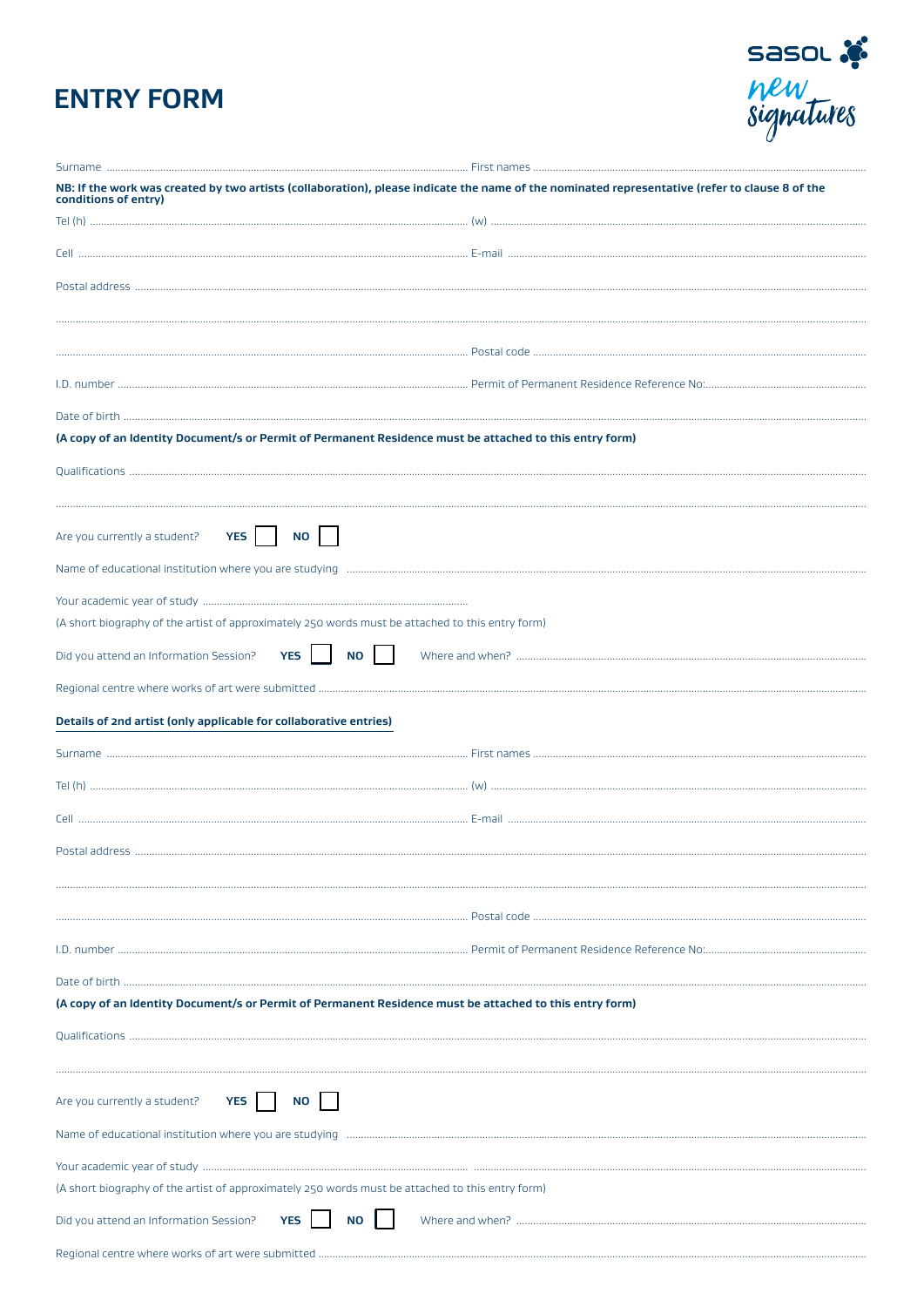# ENTRY FORM

sasol new signatures

Surname ........................................................................ First names ........................................................................

**NB: If the work was created by two artists (collaboration), please indicate the name of the nominated representative (refer to clause 8 of the conditions of entry)**

Tel (h) ........................................................................ (w) ........................................................................

Cell ........................................................................ E-mail ........................................................................

Postal address ........................................................................

........................................................................

........................................................................ Postal code ........................................................................

I.D. number ........................................................................ Permit of Permanent Residence Reference No:........................................

Date of birth ........................................................................

**(A copy of an Identity Document/s or Permit of Permanent Residence must be attached to this entry form)**

Qualifications ........................................................................

........................................................................

Are you currently a student? **YES** ☐ **NO** ☐

Name of educational institution where you are studying ........................................................................

Your academic year of study ........................................................................

(A short biography of the artist of approximately 250 words must be attached to this entry form)

Did you attend an Information Session? **YES** ☐ **NO** ☐ Where and when? ........................................................................

Regional centre where works of art were submitted ........................................................................

**Details of 2nd artist (only applicable for collaborative entries)**

Surname ........................................................................ First names ........................................................................

Tel (h) ........................................................................ (w) ........................................................................

Cell ........................................................................ E-mail ........................................................................

Postal address ........................................................................

........................................................................

........................................................................ Postal code ........................................................................

I.D. number ........................................................................ Permit of Permanent Residence Reference No:........................................

Date of birth ........................................................................

**(A copy of an Identity Document/s or Permit of Permanent Residence must be attached to this entry form)**

Qualifications ........................................................................

........................................................................

Are you currently a student? **YES** ☐ **NO** ☐

Name of educational institution where you are studying ........................................................................

Your academic year of study ........................................................................

(A short biography of the artist of approximately 250 words must be attached to this entry form)

Did you attend an Information Session? **YES** ☐ **NO** ☐ Where and when? ........................................................................

Regional centre where works of art were submitted ........................................................................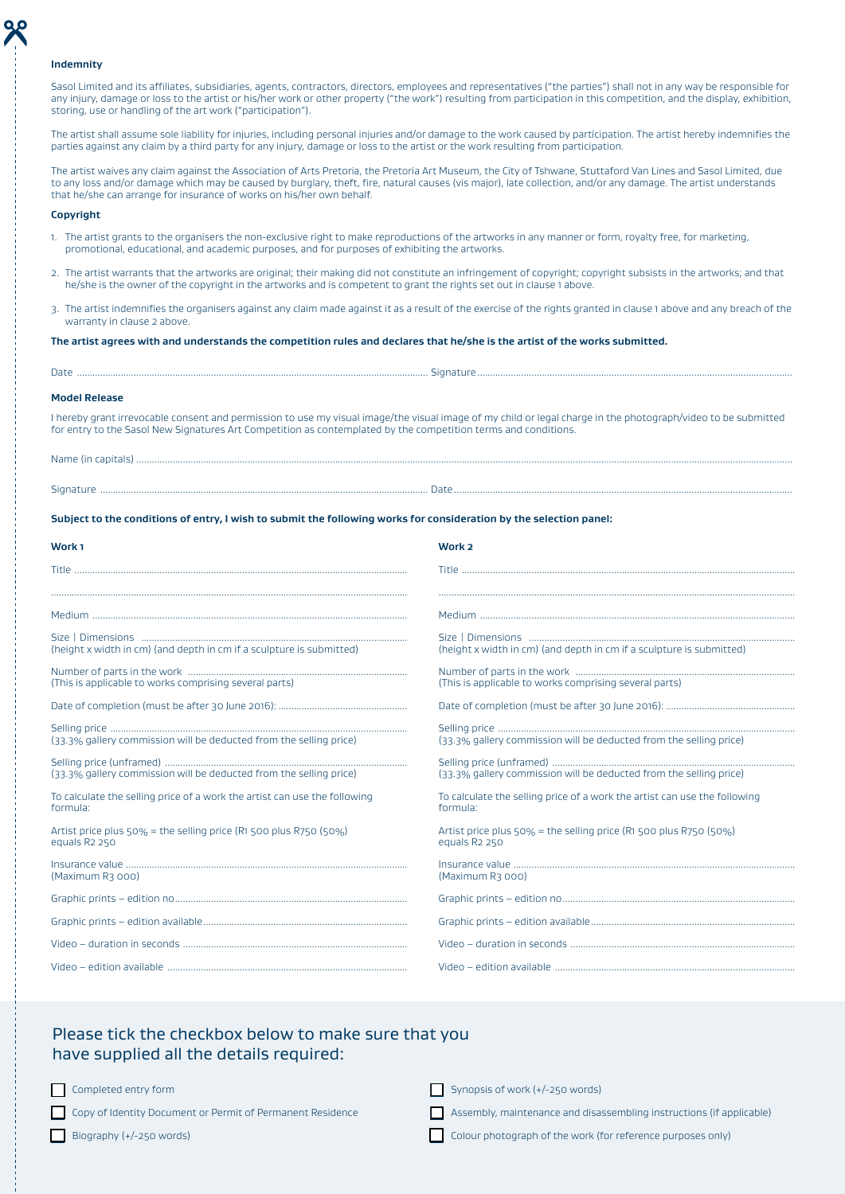### Indemnity

Sasol Limited and its affiliates, subsidiaries, agents, contractors, directors, employees and representatives ("the parties") shall not in any way be responsible for any injury, damage or loss to the artist or his/her work or other property ("the work") resulting from participation in this competition, and the display, exhibition, storing, use or handling of the art work ("participation").

The artist shall assume sole liability for injuries, including personal injuries and/or damage to the work caused by participation. The artist hereby indemnifies the parties against any claim by a third party for any injury, damage or loss to the artist or the work resulting from participation.

The artist waives any claim against the Association of Arts Pretoria, the Pretoria Art Museum, the City of Tshwane, Stuttaford Van Lines and Sasol Limited, due to any loss and/or damage which may be caused by burglary, theft, fire, natural causes (vis major), late collection, and/or any damage. The artist understands that he/she can arrange for insurance of works on his/her own behalf.

### Copyright

1. The artist grants to the organisers the non-exclusive right to make reproductions of the artworks in any manner or form, royalty free, for marketing, promotional, educational, and academic purposes, and for purposes of exhibiting the artworks.
2. The artist warrants that the artworks are original; their making did not constitute an infringement of copyright; copyright subsists in the artworks; and that he/she is the owner of the copyright in the artworks and is competent to grant the rights set out in clause 1 above.
3. The artist indemnifies the organisers against any claim made against it as a result of the exercise of the rights granted in clause 1 above and any breach of the warranty in clause 2 above.

**The artist agrees with and understands the competition rules and declares that he/she is the artist of the works submitted.**

Date ............................................................ Signature ............................................................

### Model Release

I hereby grant irrevocable consent and permission to use my visual image/the visual image of my child or legal charge in the photograph/video to be submitted for entry to the Sasol New Signatures Art Competition as contemplated by the competition terms and conditions.

Name (in capitals) ............................................................

Signature ............................................................ Date ............................................................

**Subject to the conditions of entry, I wish to submit the following works for consideration by the selection panel:**

**Work 1**

Title ............................................................

............................................................

Medium ............................................................

Size | Dimensions ............................................................
(height x width in cm) (and depth in cm if a sculpture is submitted)

Number of parts in the work ............................................................
(This is applicable to works comprising several parts)

Date of completion (must be after 30 June 2016): ............................................................

Selling price ............................................................
(33.3% gallery commission will be deducted from the selling price)

Selling price (unframed) ............................................................
(33.3% gallery commission will be deducted from the selling price)

To calculate the selling price of a work the artist can use the following formula:

Artist price plus 50% = the selling price (R1 500 plus R750 (50%) equals R2 250

Insurance value ............................................................
(Maximum R3 000)

Graphic prints – edition no ............................................................

Graphic prints – edition available ............................................................

Video – duration in seconds ............................................................

Video – edition available ............................................................

**Work 2**

Title ............................................................

............................................................

Medium ............................................................

Size | Dimensions ............................................................
(height x width in cm) (and depth in cm if a sculpture is submitted)

Number of parts in the work ............................................................
(This is applicable to works comprising several parts)

Date of completion (must be after 30 June 2016): ............................................................

Selling price ............................................................
(33.3% gallery commission will be deducted from the selling price)

Selling price (unframed) ............................................................
(33.3% gallery commission will be deducted from the selling price)

To calculate the selling price of a work the artist can use the following formula:

Artist price plus 50% = the selling price (R1 500 plus R750 (50%) equals R2 250

Insurance value ............................................................
(Maximum R3 000)

Graphic prints – edition no ............................................................

Graphic prints – edition available ............................................................

Video – duration in seconds ............................................................

Video – edition available ............................................................

## Please tick the checkbox below to make sure that you have supplied all the details required:

- ☐ Completed entry form
- ☐ Copy of Identity Document or Permit of Permanent Residence
- ☐ Biography (+/-250 words)
- ☐ Synopsis of work (+/-250 words)
- ☐ Assembly, maintenance and disassembling instructions (if applicable)
- ☐ Colour photograph of the work (for reference purposes only)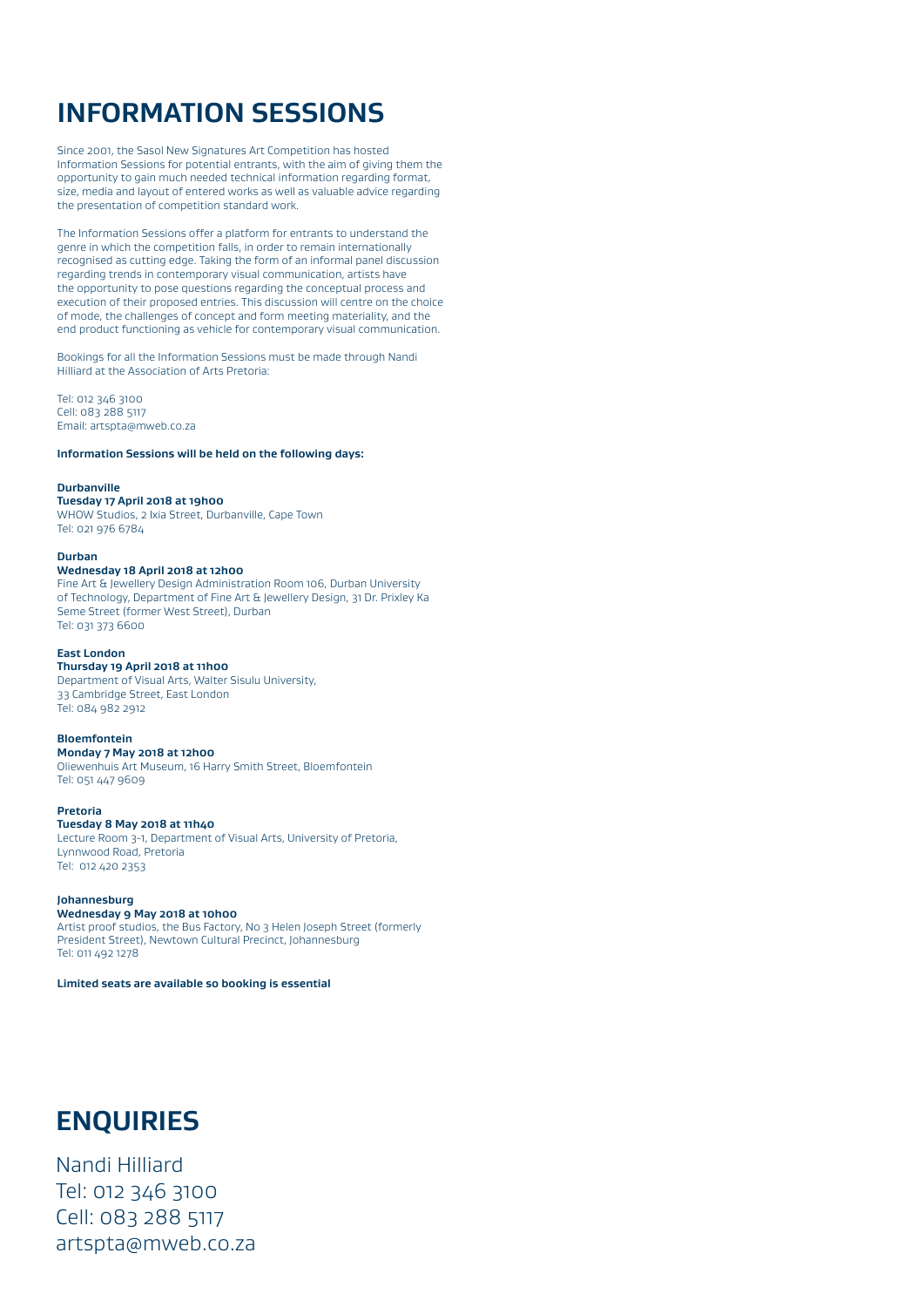# INFORMATION SESSIONS

Since 2001, the Sasol New Signatures Art Competition has hosted Information Sessions for potential entrants, with the aim of giving them the opportunity to gain much needed technical information regarding format, size, media and layout of entered works as well as valuable advice regarding the presentation of competition standard work.

The Information Sessions offer a platform for entrants to understand the genre in which the competition falls, in order to remain internationally recognised as cutting edge. Taking the form of an informal panel discussion regarding trends in contemporary visual communication, artists have the opportunity to pose questions regarding the conceptual process and execution of their proposed entries. This discussion will centre on the choice of mode, the challenges of concept and form meeting materiality, and the end product functioning as vehicle for contemporary visual communication.

Bookings for all the Information Sessions must be made through Nandi Hilliard at the Association of Arts Pretoria:

Tel: 012 346 3100
Cell: 083 288 5117
Email: artspta@mweb.co.za

**Information Sessions will be held on the following days:**

**Durbanville**
**Tuesday 17 April 2018 at 19h00**
WHOW Studios, 2 Ixia Street, Durbanville, Cape Town
Tel: 021 976 6784

**Durban**
**Wednesday 18 April 2018 at 12h00**
Fine Art & Jewellery Design Administration Room 106, Durban University of Technology, Department of Fine Art & Jewellery Design, 31 Dr. Prixley Ka Seme Street (former West Street), Durban
Tel: 031 373 6600

**East London**
**Thursday 19 April 2018 at 11h00**
Department of Visual Arts, Walter Sisulu University, 33 Cambridge Street, East London
Tel: 084 982 2912

**Bloemfontein**
**Monday 7 May 2018 at 12h00**
Oliewenhuis Art Museum, 16 Harry Smith Street, Bloemfontein
Tel: 051 447 9609

**Pretoria**
**Tuesday 8 May 2018 at 11h40**
Lecture Room 3-1, Department of Visual Arts, University of Pretoria, Lynnwood Road, Pretoria
Tel: 012 420 2353

**Johannesburg**
**Wednesday 9 May 2018 at 10h00**
Artist proof studios, the Bus Factory, No 3 Helen Joseph Street (formerly President Street), Newtown Cultural Precinct, Johannesburg
Tel: 011 492 1278

**Limited seats are available so booking is essential**

# ENQUIRIES

Nandi Hilliard
Tel: 012 346 3100
Cell: 083 288 5117
artspta@mweb.co.za